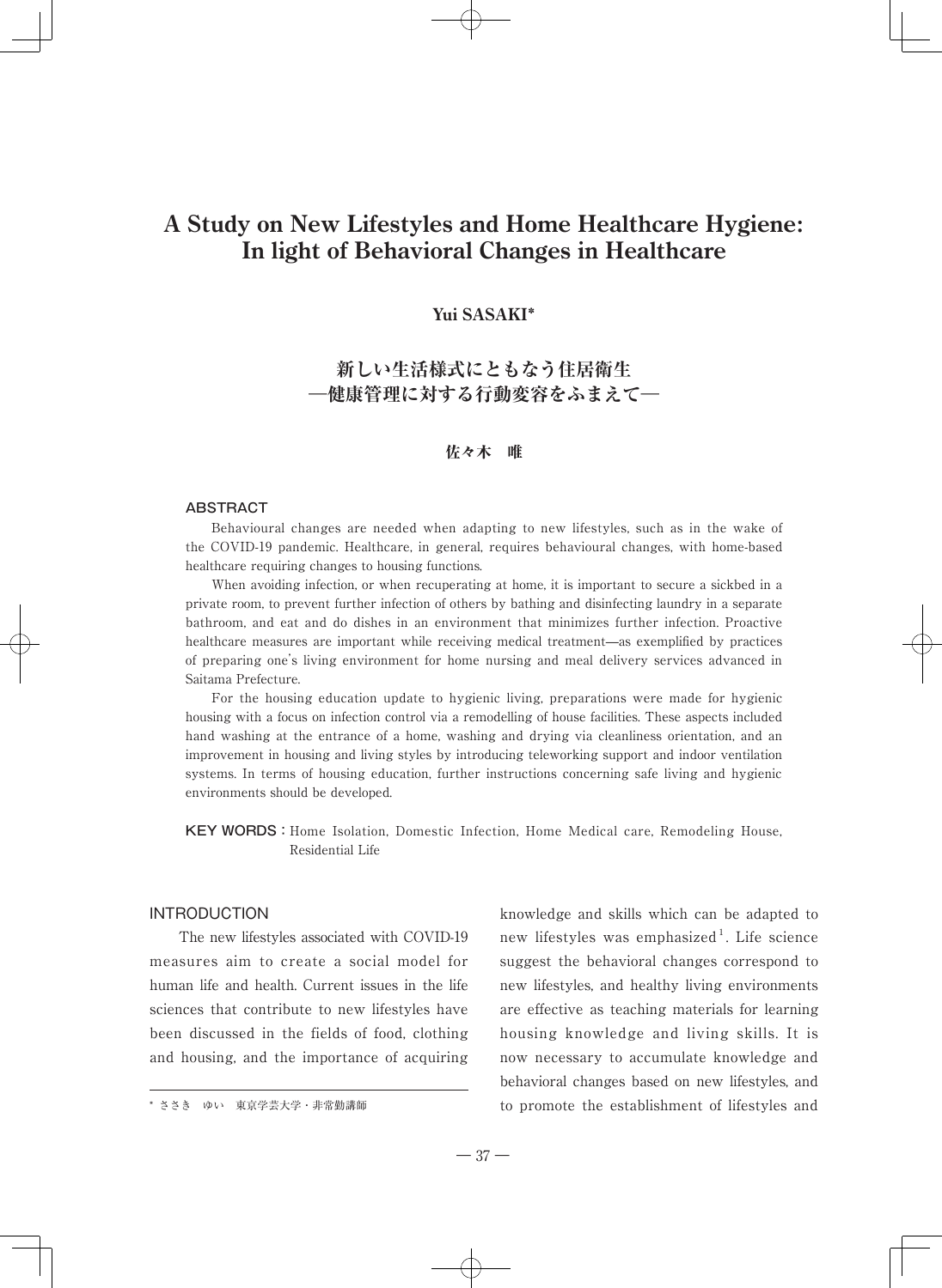# A Study on New Lifestyles and Home Healthcare Hygiene: In light of Behavioral Changes in Healthcare

**Yui SASAKI***

## 新しい生活様式にともなう住居衛生 —健康管理に対する行動変容をふまえて—

**佐々木　唯**

### ABSTRACT

Behavioural changes are needed when adapting to new lifestyles, such as in the wake of the COVID-19 pandemic. Healthcare, in general, requires behavioural changes, with home-based healthcare requiring changes to housing functions.

When avoiding infection, or when recuperating at home, it is important to secure a sickbed in a private room, to prevent further infection of others by bathing and disinfecting laundry in a separate bathroom, and eat and do dishes in an environment that minimizes further infection. Proactive healthcare measures are important while receiving medical treatment—as exemplified by practices of preparing one's living environment for home nursing and meal delivery services advanced in Saitama Prefecture.

For the housing education update to hygienic living, preparations were made for hygienic housing with a focus on infection control via a remodelling of house facilities. These aspects included hand washing at the entrance of a home, washing and drying via cleanliness orientation, and an improvement in housing and living styles by introducing teleworking support and indoor ventilation systems. In terms of housing education, further instructions concerning safe living and hygienic environments should be developed.

**KEY WORDS :** Home Isolation, Domestic Infection, Home Medical care, Remodeling House, Residential Life

### INTRODUCTION

The new lifestyles associated with COVID-19 measures aim to create a social model for human life and health. Current issues in the life sciences that contribute to new lifestyles have been discussed in the fields of food, clothing and housing, and the importance of acquiring knowledge and skills which can be adapted to new lifestyles was emphasized[1]. Life science suggest the behavioral changes correspond to new lifestyles, and healthy living environments are effective as teaching materials for learning housing knowledge and living skills. It is now necessary to accumulate knowledge and behavioral changes based on new lifestyles, and to promote the establishment of lifestyles and

\* ささき　ゆい　東京学芸大学・非常勤講師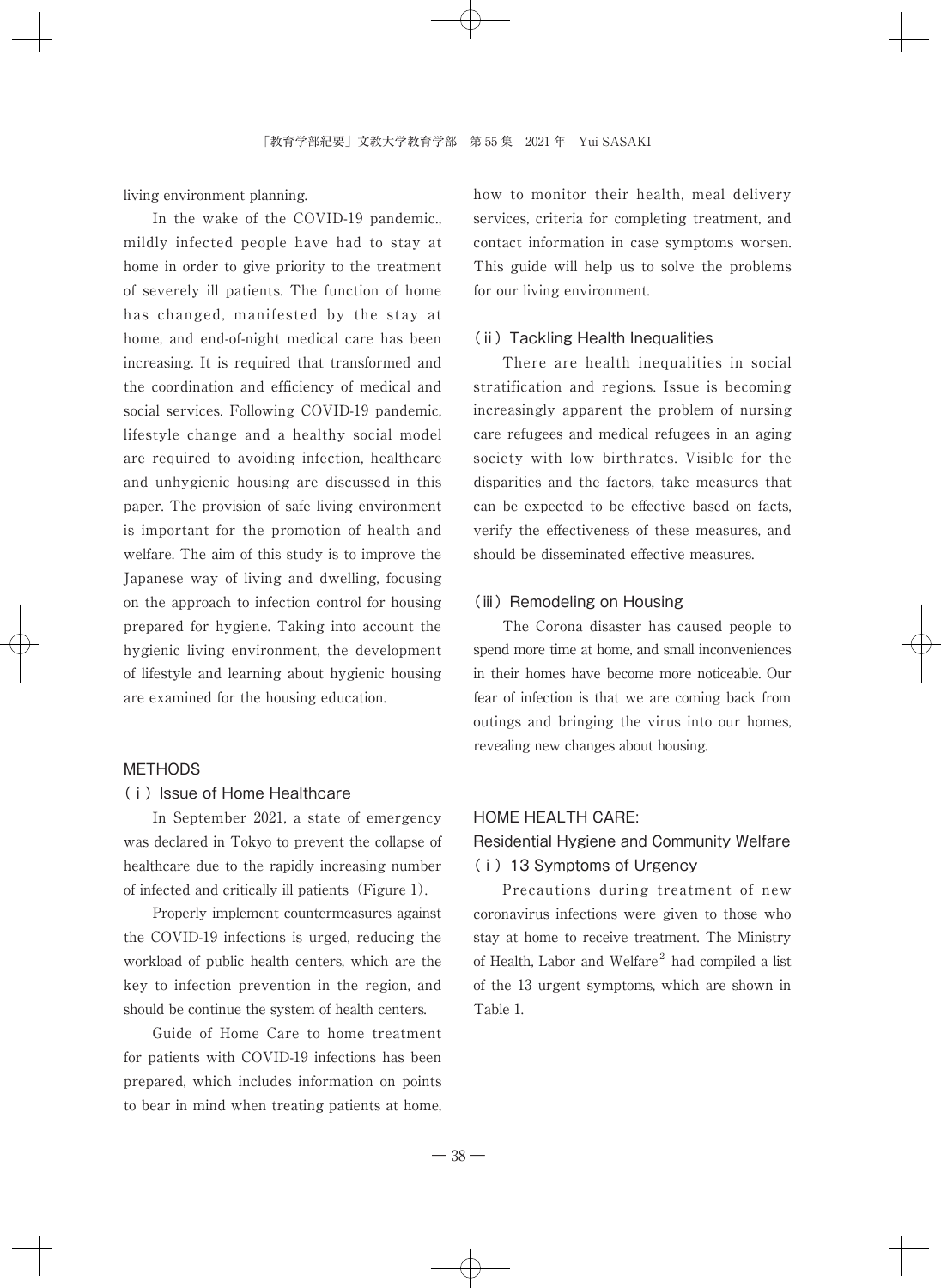living environment planning.

In the wake of the COVID-19 pandemic., mildly infected people have had to stay at home in order to give priority to the treatment of severely ill patients. The function of home has changed, manifested by the stay at home, and end-of-night medical care has been increasing. It is required that transformed and the coordination and efficiency of medical and social services. Following COVID-19 pandemic, lifestyle change and a healthy social model are required to avoiding infection, healthcare and unhygienic housing are discussed in this paper. The provision of safe living environment is important for the promotion of health and welfare. The aim of this study is to improve the Japanese way of living and dwelling, focusing on the approach to infection control for housing prepared for hygiene. Taking into account the hygienic living environment, the development of lifestyle and learning about hygienic housing are examined for the housing education.

## METHODS

### (ⅰ) Issue of Home Healthcare

In September 2021, a state of emergency was declared in Tokyo to prevent the collapse of healthcare due to the rapidly increasing number of infected and critically ill patients (Figure 1).

Properly implement countermeasures against the COVID-19 infections is urged, reducing the workload of public health centers, which are the key to infection prevention in the region, and should be continue the system of health centers.

Guide of Home Care to home treatment for patients with COVID-19 infections has been prepared, which includes information on points to bear in mind when treating patients at home, how to monitor their health, meal delivery services, criteria for completing treatment, and contact information in case symptoms worsen. This guide will help us to solve the problems for our living environment.

### (ⅱ) Tackling Health Inequalities

There are health inequalities in social stratification and regions. Issue is becoming increasingly apparent the problem of nursing care refugees and medical refugees in an aging society with low birthrates. Visible for the disparities and the factors, take measures that can be expected to be effective based on facts, verify the effectiveness of these measures, and should be disseminated effective measures.

### (ⅲ) Remodeling on Housing

The Corona disaster has caused people to spend more time at home, and small inconveniences in their homes have become more noticeable. Our fear of infection is that we are coming back from outings and bringing the virus into our homes, revealing new changes about housing.

## HOME HEALTH CARE: Residential Hygiene and Community Welfare

### (ⅰ) 13 Symptoms of Urgency

Precautions during treatment of new coronavirus infections were given to those who stay at home to receive treatment. The Ministry of Health, Labor and Welfare[2] had compiled a list of the 13 urgent symptoms, which are shown in Table 1.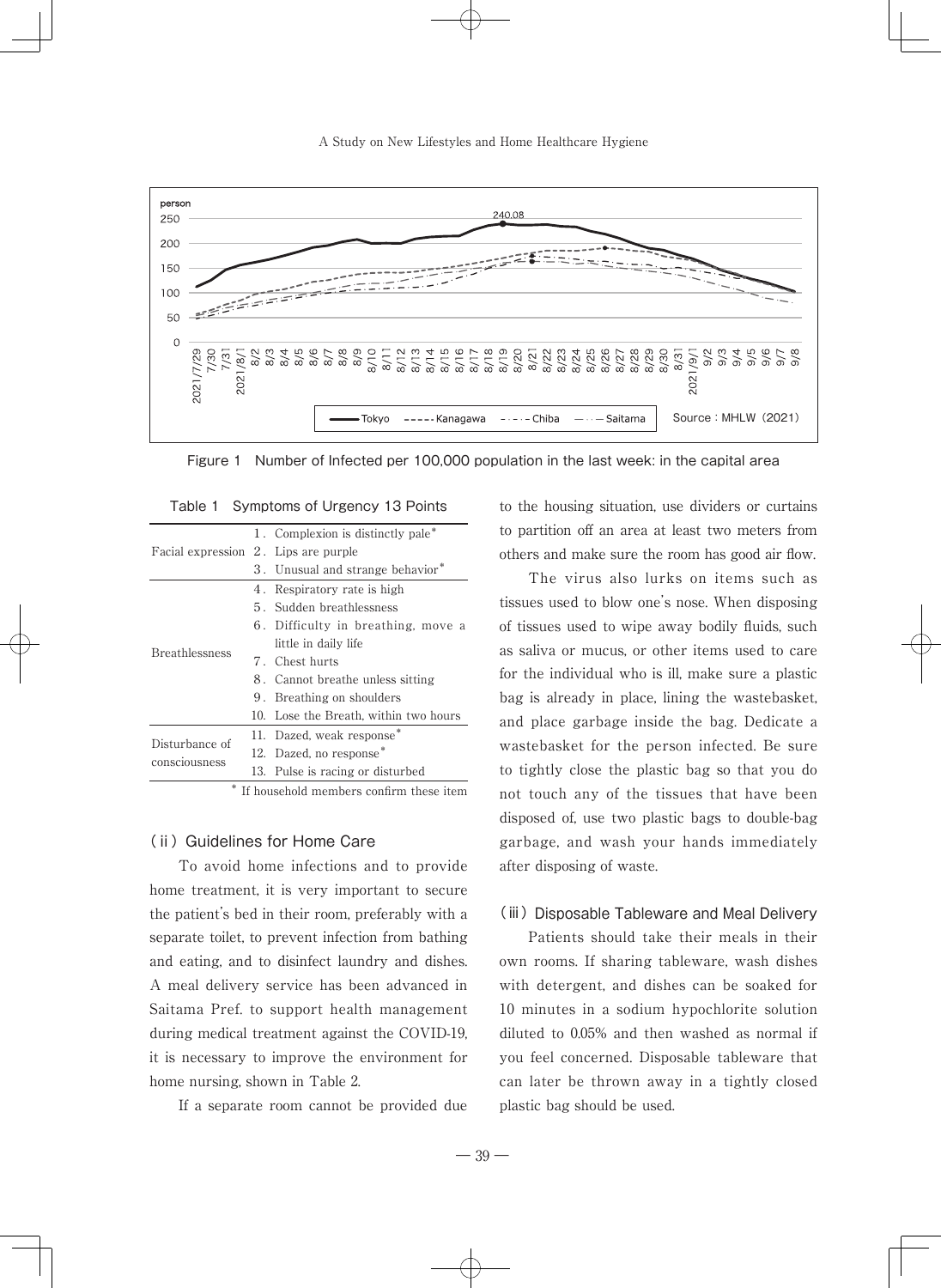Figure 1 Number of Infected per 100,000 population in the last week: in the capital area

Table 1 Symptoms of Urgency 13 Points

| | |
|---|---|
| Facial expression | 1. Complexion is distinctly pale* |
| | 2. Lips are purple |
| | 3. Unusual and strange behavior* |
| Breathlessness | 4. Respiratory rate is high |
| | 5. Sudden breathlessness |
| | 6. Difficulty in breathing, move a little in daily life |
| | 7. Chest hurts |
| | 8. Cannot breathe unless sitting |
| | 9. Breathing on shoulders |
| | 10. Lose the Breath, within two hours |
| Disturbance of consciousness | 11. Dazed, weak response* |
| | 12. Dazed, no response* |
| | 13. Pulse is racing or disturbed |

* If household members confirm these item

### (ii) Guidelines for Home Care

To avoid home infections and to provide home treatment, it is very important to secure the patient's bed in their room, preferably with a separate toilet, to prevent infection from bathing and eating, and to disinfect laundry and dishes. A meal delivery service has been advanced in Saitama Pref. to support health management during medical treatment against the COVID-19, it is necessary to improve the environment for home nursing, shown in Table 2.

If a separate room cannot be provided due to the housing situation, use dividers or curtains to partition off an area at least two meters from others and make sure the room has good air flow.

The virus also lurks on items such as tissues used to blow one's nose. When disposing of tissues used to wipe away bodily fluids, such as saliva or mucus, or other items used to care for the individual who is ill, make sure a plastic bag is already in place, lining the wastebasket, and place garbage inside the bag. Dedicate a wastebasket for the person infected. Be sure to tightly close the plastic bag so that you do not touch any of the tissues that have been disposed of, use two plastic bags to double-bag garbage, and wash your hands immediately after disposing of waste.

### (iii) Disposable Tableware and Meal Delivery

Patients should take their meals in their own rooms. If sharing tableware, wash dishes with detergent, and dishes can be soaked for 10 minutes in a sodium hypochlorite solution diluted to 0.05% and then washed as normal if you feel concerned. Disposable tableware that can later be thrown away in a tightly closed plastic bag should be used.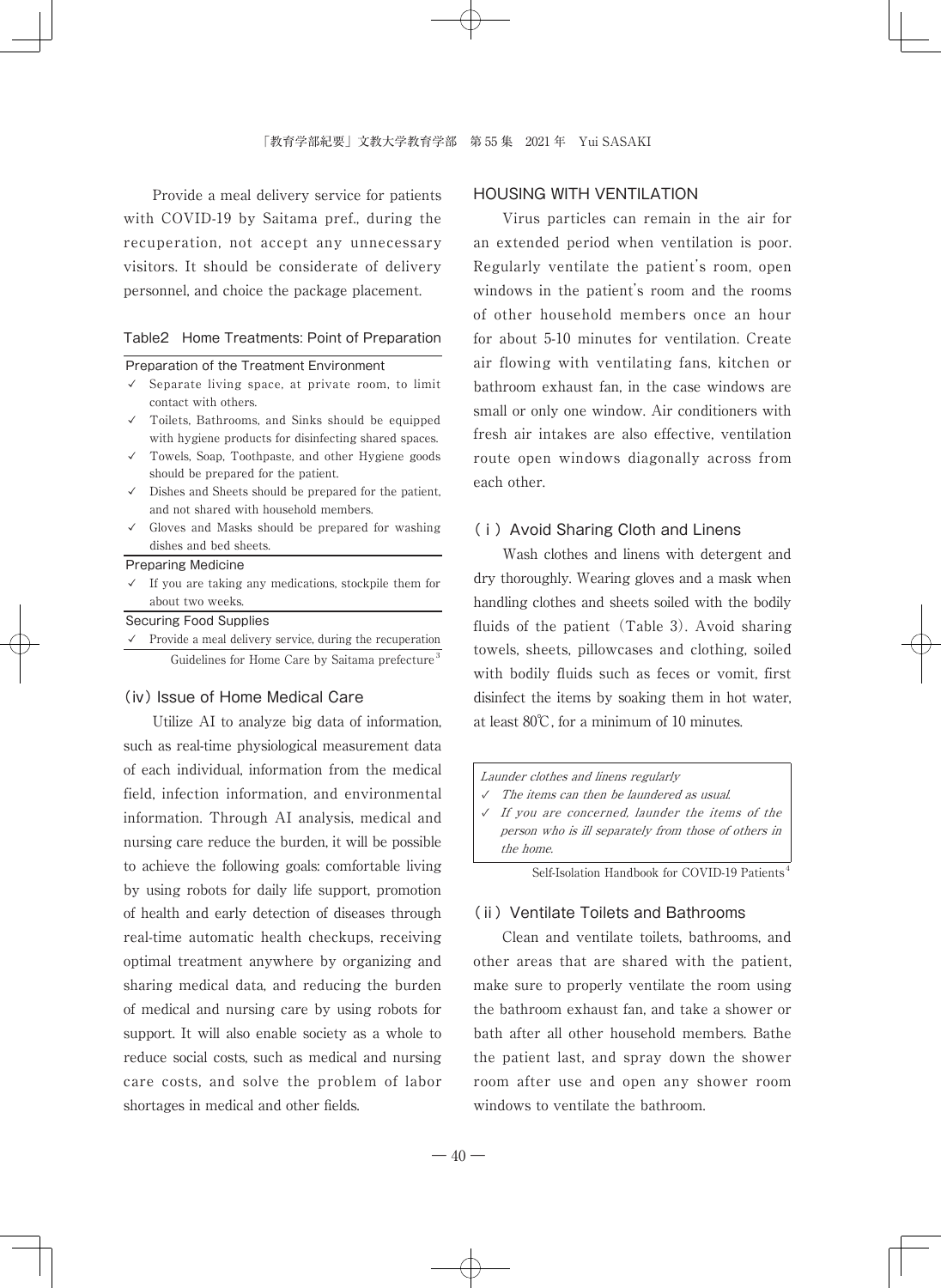Provide a meal delivery service for patients with COVID-19 by Saitama pref., during the recuperation, not accept any unnecessary visitors. It should be considerate of delivery personnel, and choice the package placement.

Table2　Home Treatments: Point of Preparation

| Preparation of the Treatment Environment |
|---|
| ✓ Separate living space, at private room, to limit contact with others. |
| ✓ Toilets, Bathrooms, and Sinks should be equipped with hygiene products for disinfecting shared spaces. |
| ✓ Towels, Soap, Toothpaste, and other Hygiene goods should be prepared for the patient. |
| ✓ Dishes and Sheets should be prepared for the patient, and not shared with household members. |
| ✓ Gloves and Masks should be prepared for washing dishes and bed sheets. |
| **Preparing Medicine** |
| ✓ If you are taking any medications, stockpile them for about two weeks. |
| **Securing Food Supplies** |
| ✓ Provide a meal delivery service, during the recuperation |

Guidelines for Home Care by Saitama prefecture[3]

### (iv) Issue of Home Medical Care

Utilize AI to analyze big data of information, such as real-time physiological measurement data of each individual, information from the medical field, infection information, and environmental information. Through AI analysis, medical and nursing care reduce the burden, it will be possible to achieve the following goals: comfortable living by using robots for daily life support, promotion of health and early detection of diseases through real-time automatic health checkups, receiving optimal treatment anywhere by organizing and sharing medical data, and reducing the burden of medical and nursing care by using robots for support. It will also enable society as a whole to reduce social costs, such as medical and nursing care costs, and solve the problem of labor shortages in medical and other fields.

### HOUSING WITH VENTILATION

Virus particles can remain in the air for an extended period when ventilation is poor. Regularly ventilate the patient's room, open windows in the patient's room and the rooms of other household members once an hour for about 5-10 minutes for ventilation. Create air flowing with ventilating fans, kitchen or bathroom exhaust fan, in the case windows are small or only one window. Air conditioners with fresh air intakes are also effective, ventilation route open windows diagonally across from each other.

### (i) Avoid Sharing Cloth and Linens

Wash clothes and linens with detergent and dry thoroughly. Wearing gloves and a mask when handling clothes and sheets soiled with the bodily fluids of the patient (Table 3). Avoid sharing towels, sheets, pillowcases and clothing, soiled with bodily fluids such as feces or vomit, first disinfect the items by soaking them in hot water, at least 80℃, for a minimum of 10 minutes.

| *Launder clothes and linens regularly* |
|---|
| *✓ The items can then be laundered as usual.* |
| *✓ If you are concerned, launder the items of the person who is ill separately from those of others in the home.* |

Self-Isolation Handbook for COVID-19 Patients[4]

### (ii) Ventilate Toilets and Bathrooms

Clean and ventilate toilets, bathrooms, and other areas that are shared with the patient, make sure to properly ventilate the room using the bathroom exhaust fan, and take a shower or bath after all other household members. Bathe the patient last, and spray down the shower room after use and open any shower room windows to ventilate the bathroom.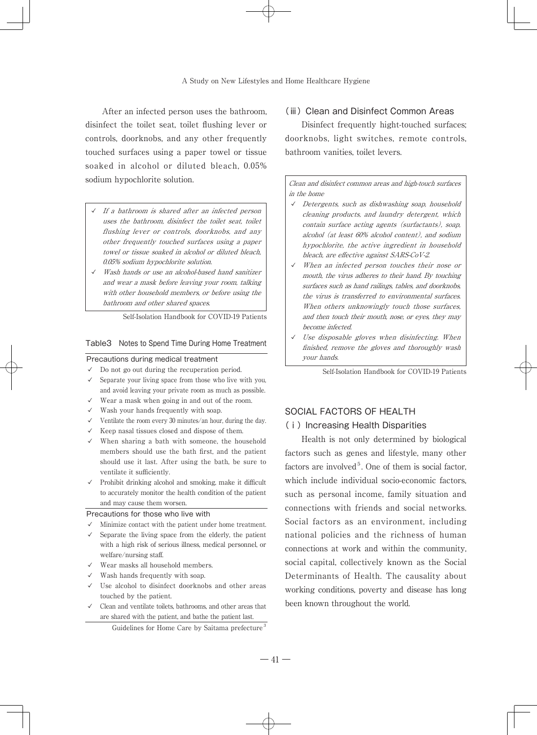After an infected person uses the bathroom, disinfect the toilet seat, toilet flushing lever or controls, doorknobs, and any other frequently touched surfaces using a paper towel or tissue soaked in alcohol or diluted bleach, 0.05% sodium hypochlorite solution.

> - ✓ *If a bathroom is shared after an infected person uses the bathroom, disinfect the toilet seat, toilet flushing lever or controls, doorknobs, and any other frequently touched surfaces using a paper towel or tissue soaked in alcohol or diluted bleach, 0.05% sodium hypochlorite solution.*
> - ✓ *Wash hands or use an alcohol-based hand sanitizer and wear a mask before leaving your room, talking with other household members, or before using the bathroom and other shared spaces.*

Self-Isolation Handbook for COVID-19 Patients

**Table3　Notes to Spend Time During Home Treatment**

**Precautions during medical treatment**

- ✓ Do not go out during the recuperation period.
- ✓ Separate your living space from those who live with you, and avoid leaving your private room as much as possible.
- ✓ Wear a mask when going in and out of the room.
- ✓ Wash your hands frequently with soap.
- ✓ Ventilate the room every 30 minutes/an hour, during the day.
- ✓ Keep nasal tissues closed and dispose of them.
- ✓ When sharing a bath with someone, the household members should use the bath first, and the patient should use it last. After using the bath, be sure to ventilate it sufficiently.
- ✓ Prohibit drinking alcohol and smoking, make it difficult to accurately monitor the health condition of the patient and may cause them worsen.

**Precautions for those who live with**

- ✓ Minimize contact with the patient under home treatment.
- ✓ Separate the living space from the elderly, the patient with a high risk of serious illness, medical personnel, or welfare/nursing staff.
- ✓ Wear masks all household members.
- ✓ Wash hands frequently with soap.
- ✓ Use alcohol to disinfect doorknobs and other areas touched by the patient.
- ✓ Clean and ventilate toilets, bathrooms, and other areas that are shared with the patient, and bathe the patient last.

Guidelines for Home Care by Saitama prefecture[3]

### (ⅲ) Clean and Disinfect Common Areas

Disinfect frequently hight-touched surfaces; doorknobs, light switches, remote controls, bathroom vanities, toilet levers.

> *Clean and disinfect common areas and high-touch surfaces in the home*
> - ✓ *Detergents, such as dishwashing soap, household cleaning products, and laundry detergent, which contain surface acting agents (surfactants), soap, alcohol (at least 60% alcohol content), and sodium hypochlorite, the active ingredient in household bleach, are effective against SARS-CoV-2.*
> - ✓ *When an infected person touches their nose or mouth, the virus adheres to their hand. By touching surfaces such as hand railings, tables, and doorknobs, the virus is transferred to environmental surfaces. When others unknowingly touch those surfaces, and then touch their mouth, nose, or eyes, they may become infected.*
> - ✓ *Use disposable gloves when disinfecting. When finished, remove the gloves and thoroughly wash your hands.*

Self-Isolation Handbook for COVID-19 Patients

## SOCIAL FACTORS OF HEALTH

### (ⅰ) Increasing Health Disparities

Health is not only determined by biological factors such as genes and lifestyle, many other factors are involved[5]. One of them is social factor, which include individual socio-economic factors, such as personal income, family situation and connections with friends and social networks. Social factors as an environment, including national policies and the richness of human connections at work and within the community, social capital, collectively known as the Social Determinants of Health. The causality about working conditions, poverty and disease has long been known throughout the world.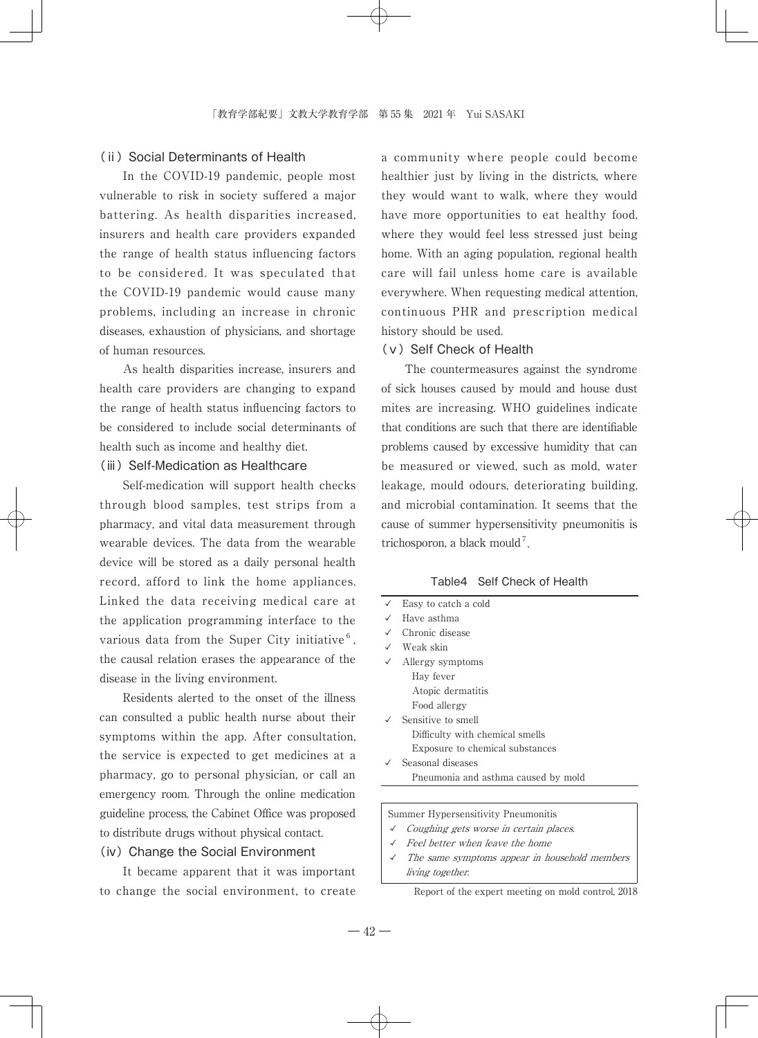### (ii) Social Determinants of Health

In the COVID-19 pandemic, people most vulnerable to risk in society suffered a major battering. As health disparities increased, insurers and health care providers expanded the range of health status influencing factors to be considered. It was speculated that the COVID-19 pandemic would cause many problems, including an increase in chronic diseases, exhaustion of physicians, and shortage of human resources.

As health disparities increase, insurers and health care providers are changing to expand the range of health status influencing factors to be considered to include social determinants of health such as income and healthy diet.

### (iii) Self-Medication as Healthcare

Self-medication will support health checks through blood samples, test strips from a pharmacy, and vital data measurement through wearable devices. The data from the wearable device will be stored as a daily personal health record, afford to link the home appliances. Linked the data receiving medical care at the application programming interface to the various data from the Super City initiative[6], the causal relation erases the appearance of the disease in the living environment.

Residents alerted to the onset of the illness can consulted a public health nurse about their symptoms within the app. After consultation, the service is expected to get medicines at a pharmacy, go to personal physician, or call an emergency room. Through the online medication guideline process, the Cabinet Office was proposed to distribute drugs without physical contact.

### (iv) Change the Social Environment

It became apparent that it was important to change the social environment, to create a community where people could become healthier just by living in the districts, where they would want to walk, where they would have more opportunities to eat healthy food, where they would feel less stressed just being home. With an aging population, regional health care will fail unless home care is available everywhere. When requesting medical attention, continuous PHR and prescription medical history should be used.

### (v) Self Check of Health

The countermeasures against the syndrome of sick houses caused by mould and house dust mites are increasing. WHO guidelines indicate that conditions are such that there are identifiable problems caused by excessive humidity that can be measured or viewed, such as mold, water leakage, mould odours, deteriorating building, and microbial contamination. It seems that the cause of summer hypersensitivity pneumonitis is trichosporon, a black mould[7].

Table4 Self Check of Health

- ✓ Easy to catch a cold
- ✓ Have asthma
- ✓ Chronic disease
- ✓ Weak skin
- ✓ Allergy symptoms
  - Hay fever
  - Atopic dermatitis
  - Food allergy
- ✓ Sensitive to smell
  - Difficulty with chemical smells
  - Exposure to chemical substances
- ✓ Seasonal diseases
  - Pneumonia and asthma caused by mold

Summer Hypersensitivity Pneumonitis

- ✓ *Coughing gets worse in certain places.*
- ✓ *Feel better when leave the home*
- ✓ *The same symptoms appear in household members living together.*

Report of the expert meeting on mold control, 2018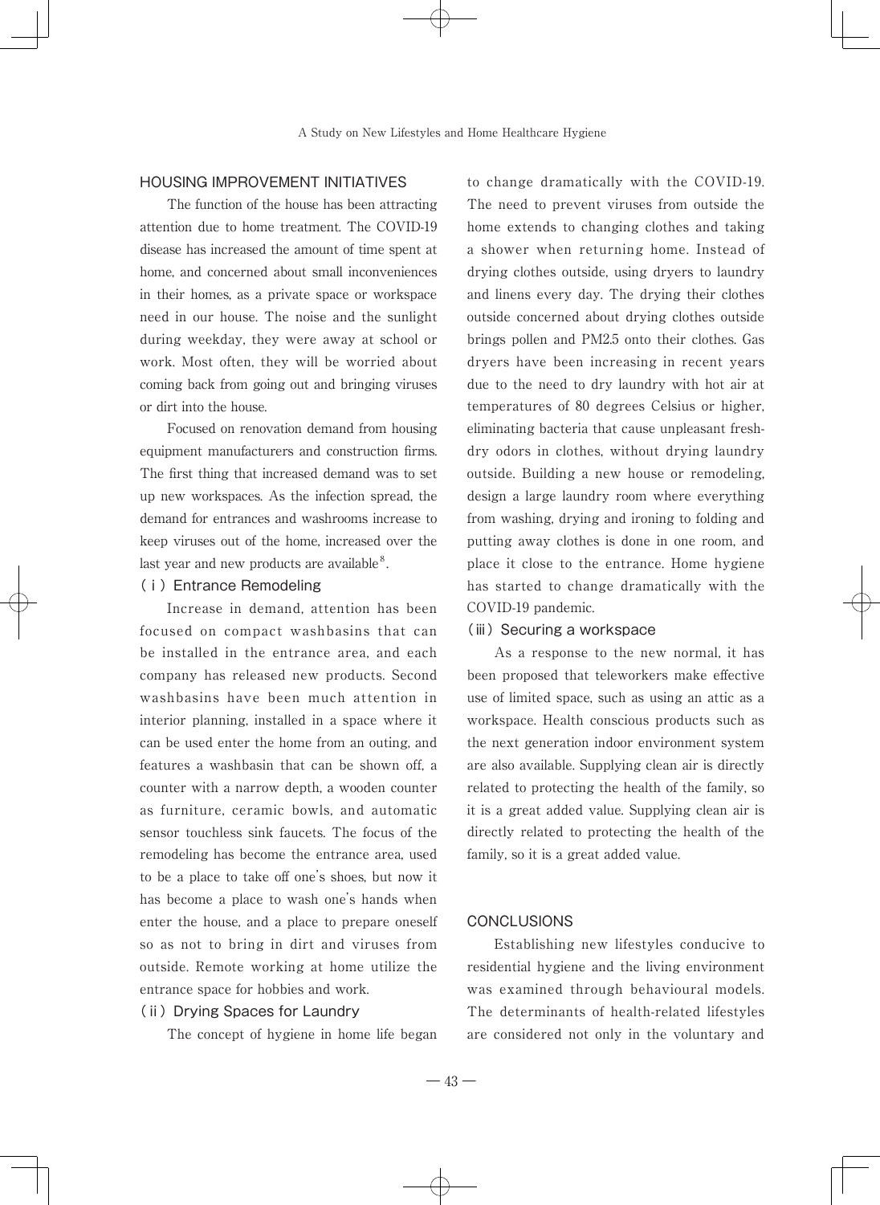## HOUSING IMPROVEMENT INITIATIVES

The function of the house has been attracting attention due to home treatment. The COVID-19 disease has increased the amount of time spent at home, and concerned about small inconveniences in their homes, as a private space or workspace need in our house. The noise and the sunlight during weekday, they were away at school or work. Most often, they will be worried about coming back from going out and bringing viruses or dirt into the house.

Focused on renovation demand from housing equipment manufacturers and construction firms. The first thing that increased demand was to set up new workspaces. As the infection spread, the demand for entrances and washrooms increase to keep viruses out of the home, increased over the last year and new products are available[8].

### (ⅰ) Entrance Remodeling

Increase in demand, attention has been focused on compact washbasins that can be installed in the entrance area, and each company has released new products. Second washbasins have been much attention in interior planning, installed in a space where it can be used enter the home from an outing, and features a washbasin that can be shown off, a counter with a narrow depth, a wooden counter as furniture, ceramic bowls, and automatic sensor touchless sink faucets. The focus of the remodeling has become the entrance area, used to be a place to take off one's shoes, but now it has become a place to wash one's hands when enter the house, and a place to prepare oneself so as not to bring in dirt and viruses from outside. Remote working at home utilize the entrance space for hobbies and work.

### (ⅱ) Drying Spaces for Laundry

The concept of hygiene in home life began to change dramatically with the COVID-19. The need to prevent viruses from outside the home extends to changing clothes and taking a shower when returning home. Instead of drying clothes outside, using dryers to laundry and linens every day. The drying their clothes outside concerned about drying clothes outside brings pollen and PM2.5 onto their clothes. Gas dryers have been increasing in recent years due to the need to dry laundry with hot air at temperatures of 80 degrees Celsius or higher, eliminating bacteria that cause unpleasant fresh-dry odors in clothes, without drying laundry outside. Building a new house or remodeling, design a large laundry room where everything from washing, drying and ironing to folding and putting away clothes is done in one room, and place it close to the entrance. Home hygiene has started to change dramatically with the COVID-19 pandemic.

### (ⅲ) Securing a workspace

As a response to the new normal, it has been proposed that teleworkers make effective use of limited space, such as using an attic as a workspace. Health conscious products such as the next generation indoor environment system are also available. Supplying clean air is directly related to protecting the health of the family, so it is a great added value. Supplying clean air is directly related to protecting the health of the family, so it is a great added value.

## CONCLUSIONS

Establishing new lifestyles conducive to residential hygiene and the living environment was examined through behavioural models. The determinants of health-related lifestyles are considered not only in the voluntary and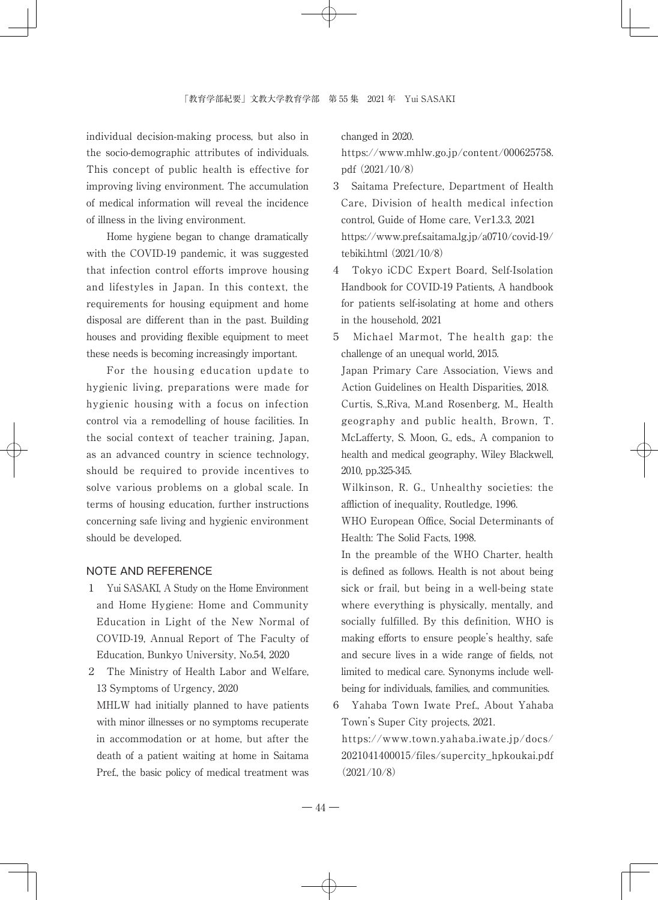individual decision-making process, but also in the socio-demographic attributes of individuals. This concept of public health is effective for improving living environment. The accumulation of medical information will reveal the incidence of illness in the living environment.

Home hygiene began to change dramatically with the COVID-19 pandemic, it was suggested that infection control efforts improve housing and lifestyles in Japan. In this context, the requirements for housing equipment and home disposal are different than in the past. Building houses and providing flexible equipment to meet these needs is becoming increasingly important.

For the housing education update to hygienic living, preparations were made for hygienic housing with a focus on infection control via a remodelling of house facilities. In the social context of teacher training, Japan, as an advanced country in science technology, should be required to provide incentives to solve various problems on a global scale. In terms of housing education, further instructions concerning safe living and hygienic environment should be developed.

## NOTE AND REFERENCE

1. Yui SASAKI, A Study on the Home Environment and Home Hygiene: Home and Community Education in Light of the New Normal of COVID-19, Annual Report of The Faculty of Education, Bunkyo University, No.54, 2020
2. The Ministry of Health Labor and Welfare, 13 Symptoms of Urgency, 2020
   MHLW had initially planned to have patients with minor illnesses or no symptoms recuperate in accommodation or at home, but after the death of a patient waiting at home in Saitama Pref., the basic policy of medical treatment was changed in 2020.
   https://www.mhlw.go.jp/content/000625758.pdf（2021/10/8）
3. Saitama Prefecture, Department of Health Care, Division of health medical infection control, Guide of Home care, Ver1.3.3, 2021
   https://www.pref.saitama.lg.jp/a0710/covid-19/tebiki.html（2021/10/8）
4. Tokyo iCDC Expert Board, Self-Isolation Handbook for COVID-19 Patients, A handbook for patients self-isolating at home and others in the household, 2021
5. Michael Marmot, The health gap: the challenge of an unequal world, 2015.
   Japan Primary Care Association, Views and Action Guidelines on Health Disparities, 2018.
   Curtis, S.,Riva, M.and Rosenberg, M., Health geography and public health, Brown, T. McLafferty, S. Moon, G., eds., A companion to health and medical geography, Wiley Blackwell, 2010, pp.325-345.
   Wilkinson, R. G., Unhealthy societies: the affliction of inequality, Routledge, 1996.
   WHO European Office, Social Determinants of Health: The Solid Facts, 1998.
   In the preamble of the WHO Charter, health is defined as follows. Health is not about being sick or frail, but being in a well-being state where everything is physically, mentally, and socially fulfilled. By this definition, WHO is making efforts to ensure people's healthy, safe and secure lives in a wide range of fields, not limited to medical care. Synonyms include well-being for individuals, families, and communities.
6. Yahaba Town Iwate Pref., About Yahaba Town's Super City projects, 2021.
   https://www.town.yahaba.iwate.jp/docs/2021041400015/files/supercity_hpkoukai.pdf（2021/10/8）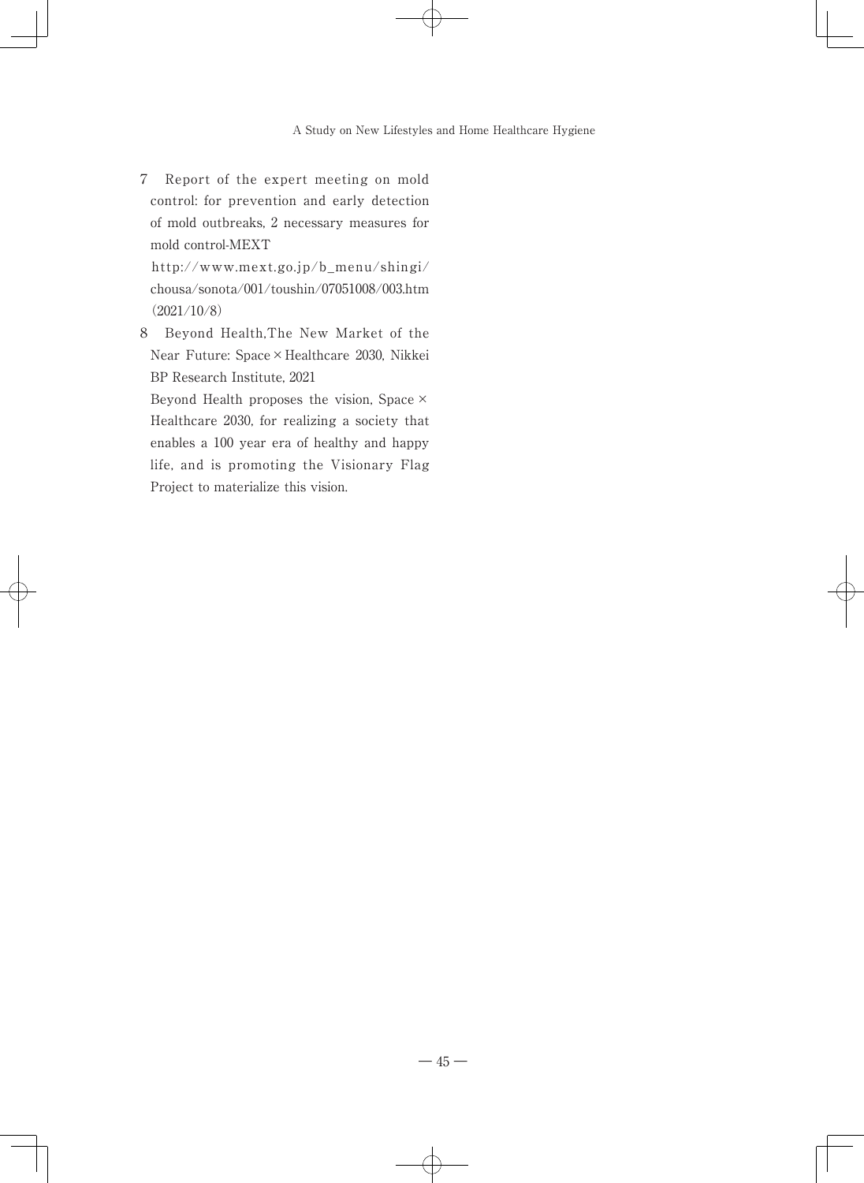7 Report of the expert meeting on mold control: for prevention and early detection of mold outbreaks, 2 necessary measures for mold control-MEXT
http://www.mext.go.jp/b_menu/shingi/chousa/sonota/001/toushin/07051008/003.htm (2021/10/8)

8 Beyond Health,The New Market of the Near Future: Space × Healthcare 2030, Nikkei BP Research Institute, 2021
Beyond Health proposes the vision, Space × Healthcare 2030, for realizing a society that enables a 100 year era of healthy and happy life, and is promoting the Visionary Flag Project to materialize this vision.